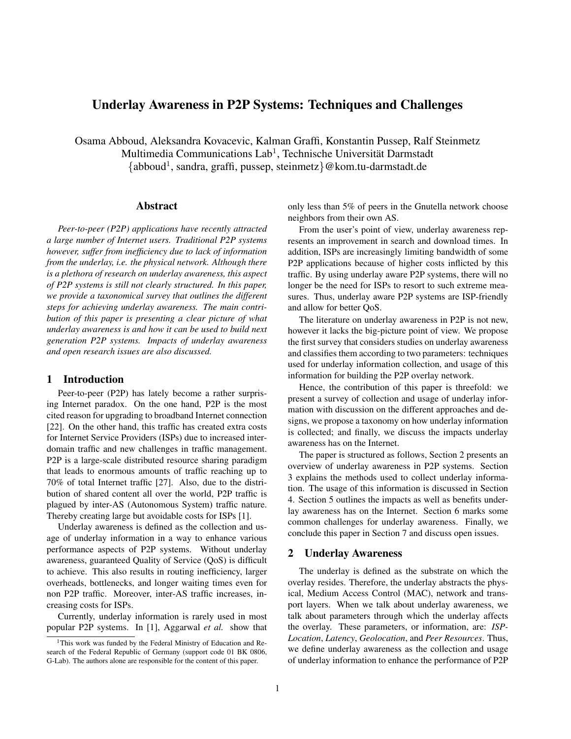# Underlay Awareness in P2P Systems: Techniques and Challenges

Osama Abboud, Aleksandra Kovacevic, Kalman Graffi, Konstantin Pussep, Ralf Steinmetz
Multimedia Communications Lab[1], Technische Universität Darmstadt
{abboud[1], sandra, graffi, pussep, steinmetz}@kom.tu-darmstadt.de

## Abstract

*Peer-to-peer (P2P) applications have recently attracted a large number of Internet users. Traditional P2P systems however, suffer from inefficiency due to lack of information from the underlay, i.e. the physical network. Although there is a plethora of research on underlay awareness, this aspect of P2P systems is still not clearly structured. In this paper, we provide a taxonomical survey that outlines the different steps for achieving underlay awareness. The main contribution of this paper is presenting a clear picture of what underlay awareness is and how it can be used to build next generation P2P systems. Impacts of underlay awareness and open research issues are also discussed.*

## 1 Introduction

Peer-to-peer (P2P) has lately become a rather surprising Internet paradox. On the one hand, P2P is the most cited reason for upgrading to broadband Internet connection [22]. On the other hand, this traffic has created extra costs for Internet Service Providers (ISPs) due to increased inter-domain traffic and new challenges in traffic management. P2P is a large-scale distributed resource sharing paradigm that leads to enormous amounts of traffic reaching up to 70% of total Internet traffic [27]. Also, due to the distribution of shared content all over the world, P2P traffic is plagued by inter-AS (Autonomous System) traffic nature. Thereby creating large but avoidable costs for ISPs [1].

Underlay awareness is defined as the collection and usage of underlay information in a way to enhance various performance aspects of P2P systems. Without underlay awareness, guaranteed Quality of Service (QoS) is difficult to achieve. This also results in routing inefficiency, larger overheads, bottlenecks, and longer waiting times even for non P2P traffic. Moreover, inter-AS traffic increases, increasing costs for ISPs.

Currently, underlay information is rarely used in most popular P2P systems. In [1], Aggarwal *et al.* show that only less than 5% of peers in the Gnutella network choose neighbors from their own AS.

From the user's point of view, underlay awareness represents an improvement in search and download times. In addition, ISPs are increasingly limiting bandwidth of some P2P applications because of higher costs inflicted by this traffic. By using underlay aware P2P systems, there will no longer be the need for ISPs to resort to such extreme measures. Thus, underlay aware P2P systems are ISP-friendly and allow for better QoS.

The literature on underlay awareness in P2P is not new, however it lacks the big-picture point of view. We propose the first survey that considers studies on underlay awareness and classifies them according to two parameters: techniques used for underlay information collection, and usage of this information for building the P2P overlay network.

Hence, the contribution of this paper is threefold: we present a survey of collection and usage of underlay information with discussion on the different approaches and designs, we propose a taxonomy on how underlay information is collected; and finally, we discuss the impacts underlay awareness has on the Internet.

The paper is structured as follows, Section 2 presents an overview of underlay awareness in P2P systems. Section 3 explains the methods used to collect underlay information. The usage of this information is discussed in Section 4. Section 5 outlines the impacts as well as benefits underlay awareness has on the Internet. Section 6 marks some common challenges for underlay awareness. Finally, we conclude this paper in Section 7 and discuss open issues.

## 2 Underlay Awareness

The underlay is defined as the substrate on which the overlay resides. Therefore, the underlay abstracts the physical, Medium Access Control (MAC), network and transport layers. When we talk about underlay awareness, we talk about parameters through which the underlay affects the overlay. These parameters, or information, are: *ISP-Location*, *Latency*, *Geolocation*, and *Peer Resources*. Thus, we define underlay awareness as the collection and usage of underlay information to enhance the performance of P2P

[1] This work was funded by the Federal Ministry of Education and Research of the Federal Republic of Germany (support code 01 BK 0806, G-Lab). The authors alone are responsible for the content of this paper.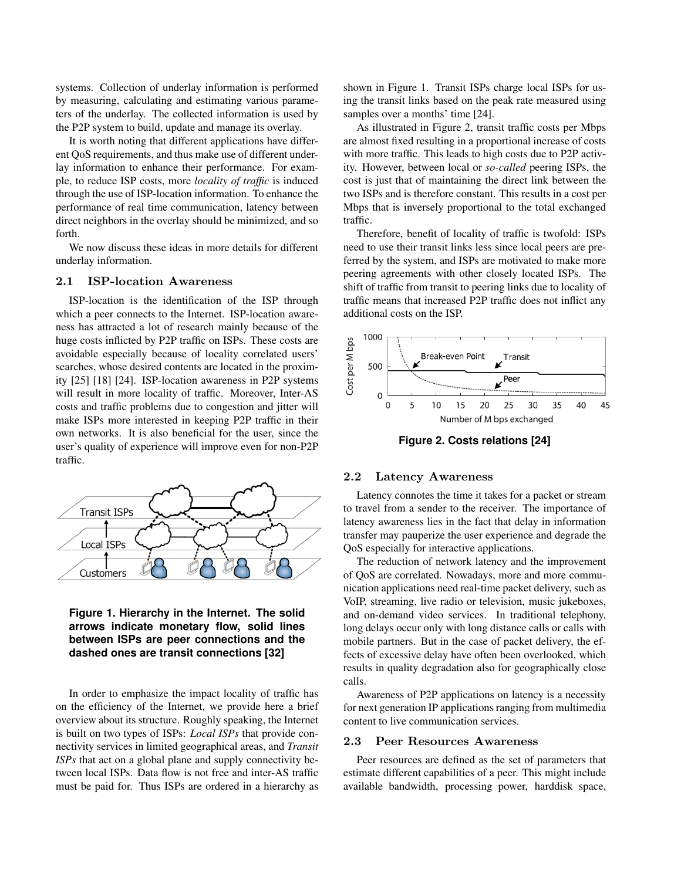systems. Collection of underlay information is performed by measuring, calculating and estimating various parameters of the underlay. The collected information is used by the P2P system to build, update and manage its overlay.

It is worth noting that different applications have different QoS requirements, and thus make use of different underlay information to enhance their performance. For example, to reduce ISP costs, more *locality of traffic* is induced through the use of ISP-location information. To enhance the performance of real time communication, latency between direct neighbors in the overlay should be minimized, and so forth.

We now discuss these ideas in more details for different underlay information.

### 2.1 ISP-location Awareness

ISP-location is the identification of the ISP through which a peer connects to the Internet. ISP-location awareness has attracted a lot of research mainly because of the huge costs inflicted by P2P traffic on ISPs. These costs are avoidable especially because of locality correlated users' searches, whose desired contents are located in the proximity [25] [18] [24]. ISP-location awareness in P2P systems will result in more locality of traffic. Moreover, Inter-AS costs and traffic problems due to congestion and jitter will make ISPs more interested in keeping P2P traffic in their own networks. It is also beneficial for the user, since the user's quality of experience will improve even for non-P2P traffic.

**Figure 1. Hierarchy in the Internet. The solid arrows indicate monetary flow, solid lines between ISPs are peer connections and the dashed ones are transit connections [32]**

In order to emphasize the impact locality of traffic has on the efficiency of the Internet, we provide here a brief overview about its structure. Roughly speaking, the Internet is built on two types of ISPs: *Local ISPs* that provide connectivity services in limited geographical areas, and *Transit ISPs* that act on a global plane and supply connectivity between local ISPs. Data flow is not free and inter-AS traffic must be paid for. Thus ISPs are ordered in a hierarchy as shown in Figure 1. Transit ISPs charge local ISPs for using the transit links based on the peak rate measured using samples over a months' time [24].

As illustrated in Figure 2, transit traffic costs per Mbps are almost fixed resulting in a proportional increase of costs with more traffic. This leads to high costs due to P2P activity. However, between local or *so-called* peering ISPs, the cost is just that of maintaining the direct link between the two ISPs and is therefore constant. This results in a cost per Mbps that is inversely proportional to the total exchanged traffic.

Therefore, benefit of locality of traffic is twofold: ISPs need to use their transit links less since local peers are preferred by the system, and ISPs are motivated to make more peering agreements with other closely located ISPs. The shift of traffic from transit to peering links due to locality of traffic means that increased P2P traffic does not inflict any additional costs on the ISP.

**Figure 2. Costs relations [24]**

### 2.2 Latency Awareness

Latency connotes the time it takes for a packet or stream to travel from a sender to the receiver. The importance of latency awareness lies in the fact that delay in information transfer may pauperize the user experience and degrade the QoS especially for interactive applications.

The reduction of network latency and the improvement of QoS are correlated. Nowadays, more and more communication applications need real-time packet delivery, such as VoIP, streaming, live radio or television, music jukeboxes, and on-demand video services. In traditional telephony, long delays occur only with long distance calls or calls with mobile partners. But in the case of packet delivery, the effects of excessive delay have often been overlooked, which results in quality degradation also for geographically close calls.

Awareness of P2P applications on latency is a necessity for next generation IP applications ranging from multimedia content to live communication services.

### 2.3 Peer Resources Awareness

Peer resources are defined as the set of parameters that estimate different capabilities of a peer. This might include available bandwidth, processing power, harddisk space,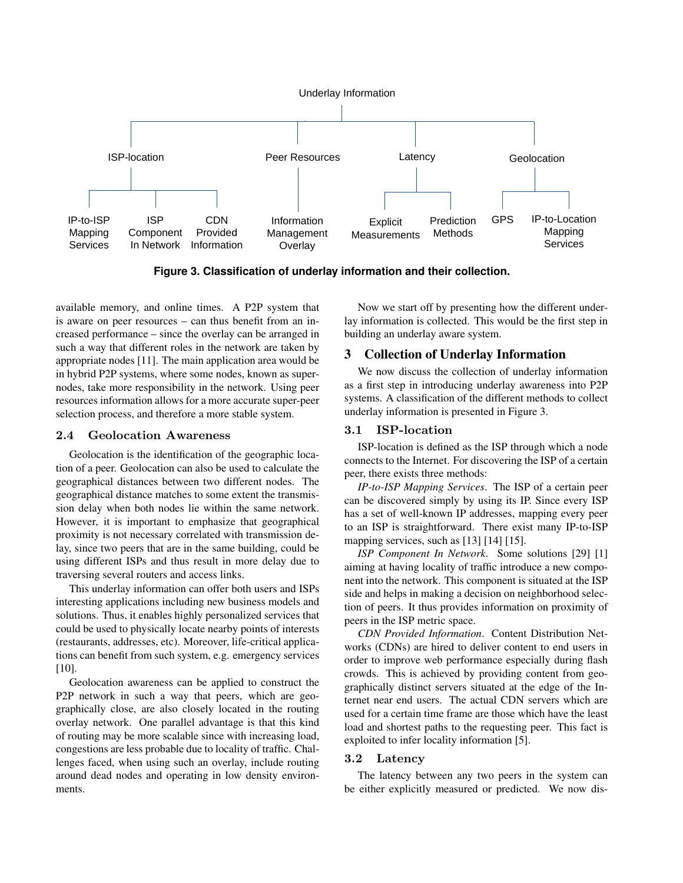Underlay Information

ISP-location: IP-to-ISP Mapping Services; ISP Component In Network; CDN Provided Information

Peer Resources: Information Management Overlay

Latency: Explicit Measurements; Prediction Methods

Geolocation: GPS; IP-to-Location Mapping Services

**Figure 3. Classification of underlay information and their collection.**

available memory, and online times. A P2P system that is aware on peer resources – can thus benefit from an increased performance – since the overlay can be arranged in such a way that different roles in the network are taken by appropriate nodes [11]. The main application area would be in hybrid P2P systems, where some nodes, known as supernodes, take more responsibility in the network. Using peer resources information allows for a more accurate super-peer selection process, and therefore a more stable system.

### 2.4 Geolocation Awareness

Geolocation is the identification of the geographic location of a peer. Geolocation can also be used to calculate the geographical distances between two different nodes. The geographical distance matches to some extent the transmission delay when both nodes lie within the same network. However, it is important to emphasize that geographical proximity is not necessary correlated with transmission delay, since two peers that are in the same building, could be using different ISPs and thus result in more delay due to traversing several routers and access links.

This underlay information can offer both users and ISPs interesting applications including new business models and solutions. Thus, it enables highly personalized services that could be used to physically locate nearby points of interests (restaurants, addresses, etc). Moreover, life-critical applications can benefit from such system, e.g. emergency services [10].

Geolocation awareness can be applied to construct the P2P network in such a way that peers, which are geographically close, are also closely located in the routing overlay network. One parallel advantage is that this kind of routing may be more scalable since with increasing load, congestions are less probable due to locality of traffic. Challenges faced, when using such an overlay, include routing around dead nodes and operating in low density environments.

Now we start off by presenting how the different underlay information is collected. This would be the first step in building an underlay aware system.

## 3 Collection of Underlay Information

We now discuss the collection of underlay information as a first step in introducing underlay awareness into P2P systems. A classification of the different methods to collect underlay information is presented in Figure 3.

### 3.1 ISP-location

ISP-location is defined as the ISP through which a node connects to the Internet. For discovering the ISP of a certain peer, there exists three methods:

*IP-to-ISP Mapping Services*. The ISP of a certain peer can be discovered simply by using its IP. Since every ISP has a set of well-known IP addresses, mapping every peer to an ISP is straightforward. There exist many IP-to-ISP mapping services, such as [13] [14] [15].

*ISP Component In Network*. Some solutions [29] [1] aiming at having locality of traffic introduce a new component into the network. This component is situated at the ISP side and helps in making a decision on neighborhood selection of peers. It thus provides information on proximity of peers in the ISP metric space.

*CDN Provided Information*. Content Distribution Networks (CDNs) are hired to deliver content to end users in order to improve web performance especially during flash crowds. This is achieved by providing content from geographically distinct servers situated at the edge of the Internet near end users. The actual CDN servers which are used for a certain time frame are those which have the least load and shortest paths to the requesting peer. This fact is exploited to infer locality information [5].

### 3.2 Latency

The latency between any two peers in the system can be either explicitly measured or predicted. We now dis-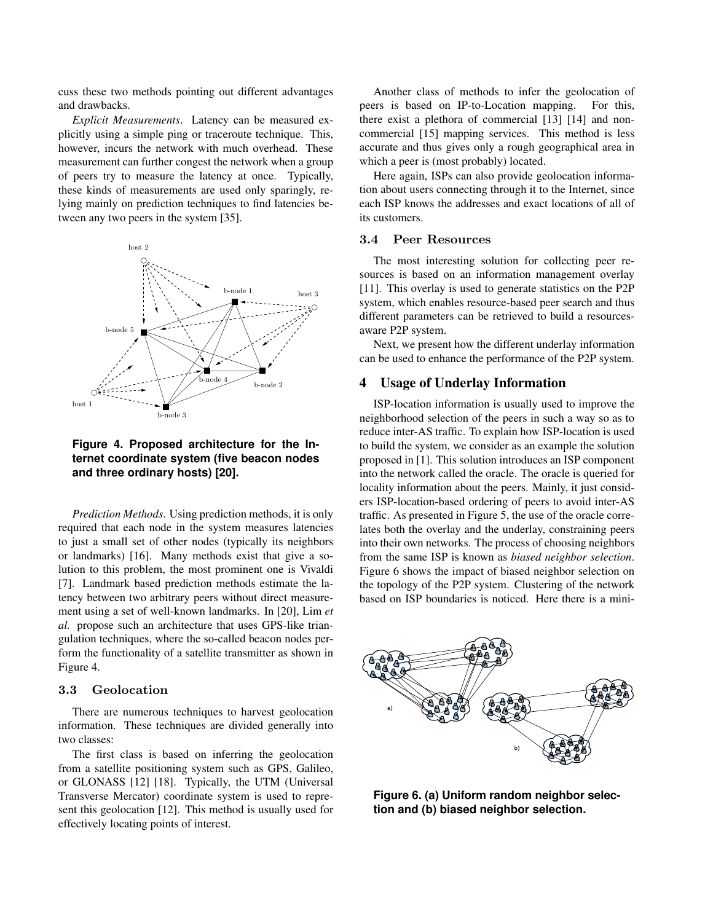cuss these two methods pointing out different advantages and drawbacks.

*Explicit Measurements*. Latency can be measured explicitly using a simple ping or traceroute technique. This, however, incurs the network with much overhead. These measurement can further congest the network when a group of peers try to measure the latency at once. Typically, these kinds of measurements are used only sparingly, relying mainly on prediction techniques to find latencies between any two peers in the system [35].

**Figure 4. Proposed architecture for the Internet coordinate system (five beacon nodes and three ordinary hosts) [20].**

*Prediction Methods*. Using prediction methods, it is only required that each node in the system measures latencies to just a small set of other nodes (typically its neighbors or landmarks) [16]. Many methods exist that give a solution to this problem, the most prominent one is Vivaldi [7]. Landmark based prediction methods estimate the latency between two arbitrary peers without direct measurement using a set of well-known landmarks. In [20], Lim *et al.* propose such an architecture that uses GPS-like triangulation techniques, where the so-called beacon nodes perform the functionality of a satellite transmitter as shown in Figure 4.

### 3.3 Geolocation

There are numerous techniques to harvest geolocation information. These techniques are divided generally into two classes:

The first class is based on inferring the geolocation from a satellite positioning system such as GPS, Galileo, or GLONASS [12] [18]. Typically, the UTM (Universal Transverse Mercator) coordinate system is used to represent this geolocation [12]. This method is usually used for effectively locating points of interest.

Another class of methods to infer the geolocation of peers is based on IP-to-Location mapping. For this, there exist a plethora of commercial [13] [14] and non-commercial [15] mapping services. This method is less accurate and thus gives only a rough geographical area in which a peer is (most probably) located.

Here again, ISPs can also provide geolocation information about users connecting through it to the Internet, since each ISP knows the addresses and exact locations of all of its customers.

### 3.4 Peer Resources

The most interesting solution for collecting peer resources is based on an information management overlay [11]. This overlay is used to generate statistics on the P2P system, which enables resource-based peer search and thus different parameters can be retrieved to build a resources-aware P2P system.

Next, we present how the different underlay information can be used to enhance the performance of the P2P system.

## 4 Usage of Underlay Information

ISP-location information is usually used to improve the neighborhood selection of the peers in such a way so as to reduce inter-AS traffic. To explain how ISP-location is used to build the system, we consider as an example the solution proposed in [1]. This solution introduces an ISP component into the network called the oracle. The oracle is queried for locality information about the peers. Mainly, it just considers ISP-location-based ordering of peers to avoid inter-AS traffic. As presented in Figure 5, the use of the oracle correlates both the overlay and the underlay, constraining peers into their own networks. The process of choosing neighbors from the same ISP is known as *biased neighbor selection*. Figure 6 shows the impact of biased neighbor selection on the topology of the P2P system. Clustering of the network based on ISP boundaries is noticed. Here there is a mini-

**Figure 6. (a) Uniform random neighbor selection and (b) biased neighbor selection.**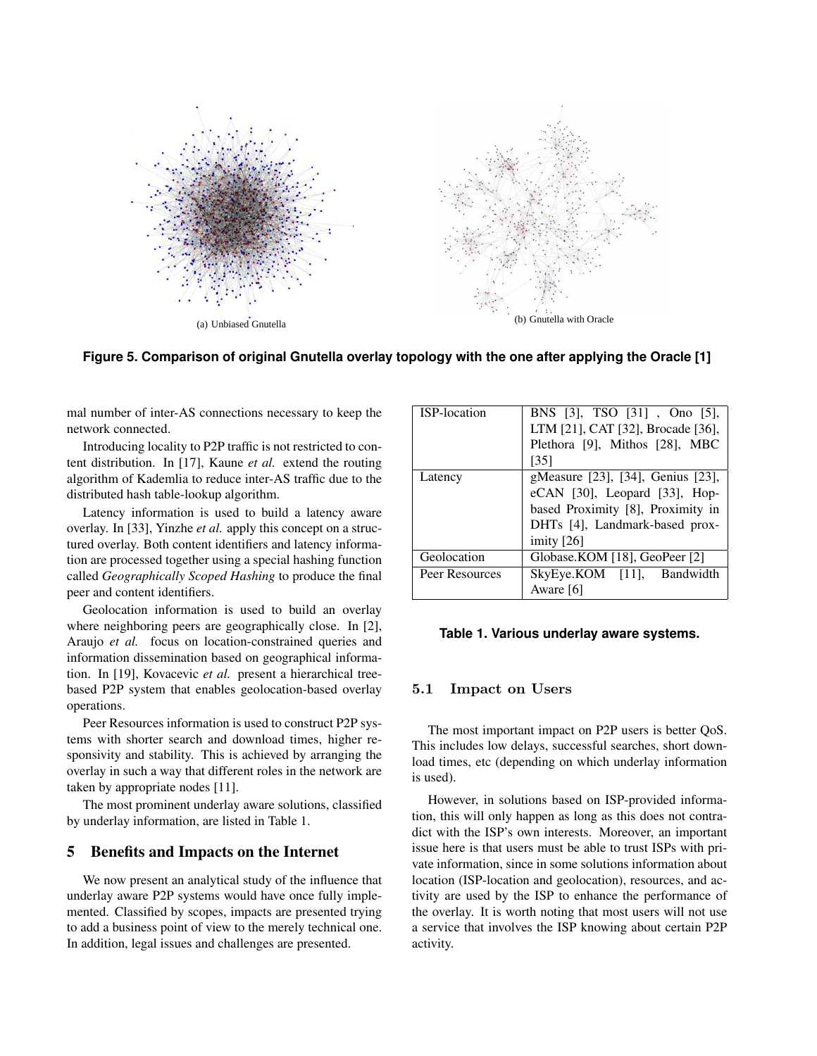(a) Unbiased Gnutella

(b) Gnutella with Oracle

**Figure 5. Comparison of original Gnutella overlay topology with the one after applying the Oracle [1]**

mal number of inter-AS connections necessary to keep the network connected.

Introducing locality to P2P traffic is not restricted to content distribution. In [17], Kaune *et al.* extend the routing algorithm of Kademlia to reduce inter-AS traffic due to the distributed hash table-lookup algorithm.

Latency information is used to build a latency aware overlay. In [33], Yinzhe *et al.* apply this concept on a structured overlay. Both content identifiers and latency information are processed together using a special hashing function called *Geographically Scoped Hashing* to produce the final peer and content identifiers.

Geolocation information is used to build an overlay where neighboring peers are geographically close. In [2], Araujo *et al.* focus on location-constrained queries and information dissemination based on geographical information. In [19], Kovacevic *et al.* present a hierarchical tree-based P2P system that enables geolocation-based overlay operations.

Peer Resources information is used to construct P2P systems with shorter search and download times, higher responsivity and stability. This is achieved by arranging the overlay in such a way that different roles in the network are taken by appropriate nodes [11].

The most prominent underlay aware solutions, classified by underlay information, are listed in Table 1.

| ISP-location | BNS [3], TSO [31] , Ono [5], LTM [21], CAT [32], Brocade [36], Plethora [9], Mithos [28], MBC [35] |
|---|---|
| Latency | gMeasure [23], [34], Genius [23], eCAN [30], Leopard [33], Hop-based Proximity [8], Proximity in DHTs [4], Landmark-based proximity [26] |
| Geolocation | Globase.KOM [18], GeoPeer [2] |
| Peer Resources | SkyEye.KOM [11], Bandwidth Aware [6] |

**Table 1. Various underlay aware systems.**

## 5 Benefits and Impacts on the Internet

We now present an analytical study of the influence that underlay aware P2P systems would have once fully implemented. Classified by scopes, impacts are presented trying to add a business point of view to the merely technical one. In addition, legal issues and challenges are presented.

### 5.1 Impact on Users

The most important impact on P2P users is better QoS. This includes low delays, successful searches, short download times, etc (depending on which underlay information is used).

However, in solutions based on ISP-provided information, this will only happen as long as this does not contradict with the ISP's own interests. Moreover, an important issue here is that users must be able to trust ISPs with private information, since in some solutions information about location (ISP-location and geolocation), resources, and activity are used by the ISP to enhance the performance of the overlay. It is worth noting that most users will not use a service that involves the ISP knowing about certain P2P activity.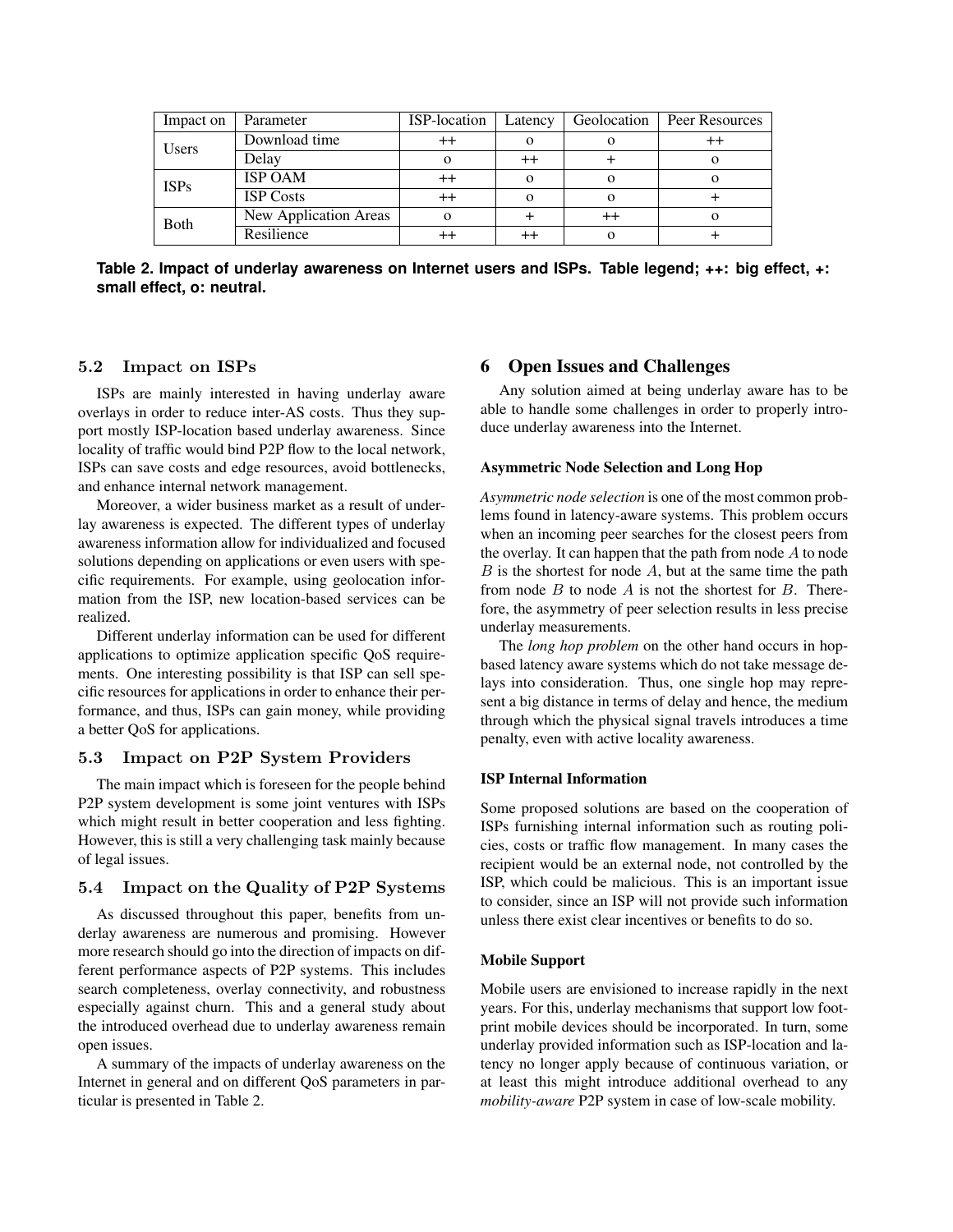| Impact on | Parameter | ISP-location | Latency | Geolocation | Peer Resources |
|---|---|---|---|---|---|
| Users | Download time | ++ | o | o | ++ |
| | Delay | o | ++ | + | o |
| ISPs | ISP OAM | ++ | o | o | o |
| | ISP Costs | ++ | o | o | + |
| Both | New Application Areas | o | + | ++ | o |
| | Resilience | ++ | ++ | o | + |

**Table 2. Impact of underlay awareness on Internet users and ISPs. Table legend; ++: big effect, +: small effect, o: neutral.**

### 5.2 Impact on ISPs

ISPs are mainly interested in having underlay aware overlays in order to reduce inter-AS costs. Thus they support mostly ISP-location based underlay awareness. Since locality of traffic would bind P2P flow to the local network, ISPs can save costs and edge resources, avoid bottlenecks, and enhance internal network management.

Moreover, a wider business market as a result of underlay awareness is expected. The different types of underlay awareness information allow for individualized and focused solutions depending on applications or even users with specific requirements. For example, using geolocation information from the ISP, new location-based services can be realized.

Different underlay information can be used for different applications to optimize application specific QoS requirements. One interesting possibility is that ISP can sell specific resources for applications in order to enhance their performance, and thus, ISPs can gain money, while providing a better QoS for applications.

### 5.3 Impact on P2P System Providers

The main impact which is foreseen for the people behind P2P system development is some joint ventures with ISPs which might result in better cooperation and less fighting. However, this is still a very challenging task mainly because of legal issues.

### 5.4 Impact on the Quality of P2P Systems

As discussed throughout this paper, benefits from underlay awareness are numerous and promising. However more research should go into the direction of impacts on different performance aspects of P2P systems. This includes search completeness, overlay connectivity, and robustness especially against churn. This and a general study about the introduced overhead due to underlay awareness remain open issues.

A summary of the impacts of underlay awareness on the Internet in general and on different QoS parameters in particular is presented in Table 2.

## 6 Open Issues and Challenges

Any solution aimed at being underlay aware has to be able to handle some challenges in order to properly introduce underlay awareness into the Internet.

#### Asymmetric Node Selection and Long Hop

*Asymmetric node selection* is one of the most common problems found in latency-aware systems. This problem occurs when an incoming peer searches for the closest peers from the overlay. It can happen that the path from node $A$ to node $B$ is the shortest for node $A$, but at the same time the path from node $B$ to node $A$ is not the shortest for $B$. Therefore, the asymmetry of peer selection results in less precise underlay measurements.

The *long hop problem* on the other hand occurs in hop-based latency aware systems which do not take message delays into consideration. Thus, one single hop may represent a big distance in terms of delay and hence, the medium through which the physical signal travels introduces a time penalty, even with active locality awareness.

#### ISP Internal Information

Some proposed solutions are based on the cooperation of ISPs furnishing internal information such as routing policies, costs or traffic flow management. In many cases the recipient would be an external node, not controlled by the ISP, which could be malicious. This is an important issue to consider, since an ISP will not provide such information unless there exist clear incentives or benefits to do so.

#### Mobile Support

Mobile users are envisioned to increase rapidly in the next years. For this, underlay mechanisms that support low footprint mobile devices should be incorporated. In turn, some underlay provided information such as ISP-location and latency no longer apply because of continuous variation, or at least this might introduce additional overhead to any *mobility-aware* P2P system in case of low-scale mobility.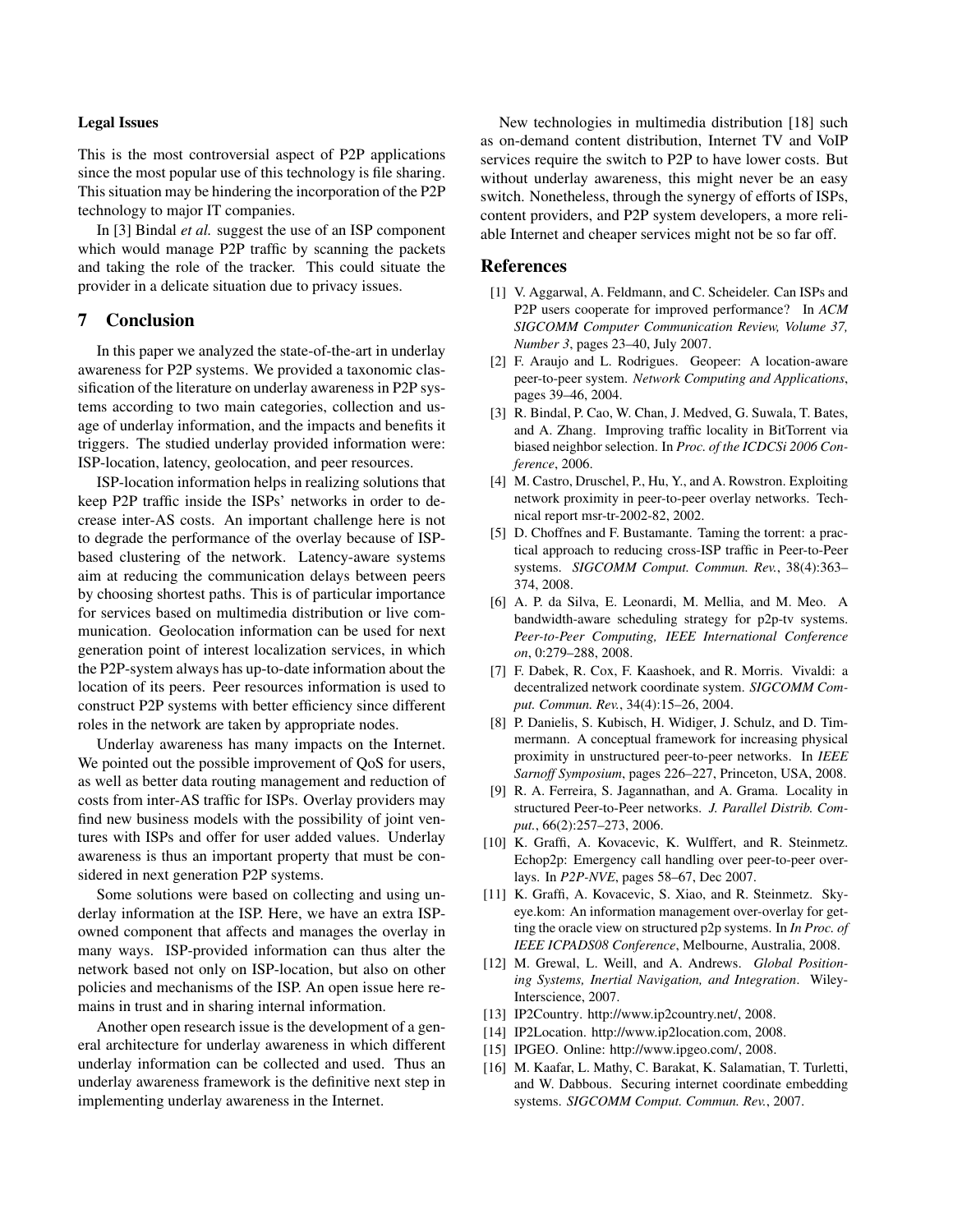**Legal Issues**

This is the most controversial aspect of P2P applications since the most popular use of this technology is file sharing. This situation may be hindering the incorporation of the P2P technology to major IT companies.

In [3] Bindal *et al.* suggest the use of an ISP component which would manage P2P traffic by scanning the packets and taking the role of the tracker. This could situate the provider in a delicate situation due to privacy issues.

## 7 Conclusion

In this paper we analyzed the state-of-the-art in underlay awareness for P2P systems. We provided a taxonomic classification of the literature on underlay awareness in P2P systems according to two main categories, collection and usage of underlay information, and the impacts and benefits it triggers. The studied underlay provided information were: ISP-location, latency, geolocation, and peer resources.

ISP-location information helps in realizing solutions that keep P2P traffic inside the ISPs' networks in order to decrease inter-AS costs. An important challenge here is not to degrade the performance of the overlay because of ISP-based clustering of the network. Latency-aware systems aim at reducing the communication delays between peers by choosing shortest paths. This is of particular importance for services based on multimedia distribution or live communication. Geolocation information can be used for next generation point of interest localization services, in which the P2P-system always has up-to-date information about the location of its peers. Peer resources information is used to construct P2P systems with better efficiency since different roles in the network are taken by appropriate nodes.

Underlay awareness has many impacts on the Internet. We pointed out the possible improvement of QoS for users, as well as better data routing management and reduction of costs from inter-AS traffic for ISPs. Overlay providers may find new business models with the possibility of joint ventures with ISPs and offer for user added values. Underlay awareness is thus an important property that must be considered in next generation P2P systems.

Some solutions were based on collecting and using underlay information at the ISP. Here, we have an extra ISP-owned component that affects and manages the overlay in many ways. ISP-provided information can thus alter the network based not only on ISP-location, but also on other policies and mechanisms of the ISP. An open issue here remains in trust and in sharing internal information.

Another open research issue is the development of a general architecture for underlay awareness in which different underlay information can be collected and used. Thus an underlay awareness framework is the definitive next step in implementing underlay awareness in the Internet.

New technologies in multimedia distribution [18] such as on-demand content distribution, Internet TV and VoIP services require the switch to P2P to have lower costs. But without underlay awareness, this might never be an easy switch. Nonetheless, through the synergy of efforts of ISPs, content providers, and P2P system developers, a more reliable Internet and cheaper services might not be so far off.

## References

[1] V. Aggarwal, A. Feldmann, and C. Scheideler. Can ISPs and P2P users cooperate for improved performance? In *ACM SIGCOMM Computer Communication Review, Volume 37, Number 3*, pages 23–40, July 2007.

[2] F. Araujo and L. Rodrigues. Geopeer: A location-aware peer-to-peer system. *Network Computing and Applications*, pages 39–46, 2004.

[3] R. Bindal, P. Cao, W. Chan, J. Medved, G. Suwala, T. Bates, and A. Zhang. Improving traffic locality in BitTorrent via biased neighbor selection. In *Proc. of the ICDCSi 2006 Conference*, 2006.

[4] M. Castro, Druschel, P., Hu, Y., and A. Rowstron. Exploiting network proximity in peer-to-peer overlay networks. Technical report msr-tr-2002-82, 2002.

[5] D. Choffnes and F. Bustamante. Taming the torrent: a practical approach to reducing cross-ISP traffic in Peer-to-Peer systems. *SIGCOMM Comput. Commun. Rev.*, 38(4):363–374, 2008.

[6] A. P. da Silva, E. Leonardi, M. Mellia, and M. Meo. A bandwidth-aware scheduling strategy for p2p-tv systems. *Peer-to-Peer Computing, IEEE International Conference on*, 0:279–288, 2008.

[7] F. Dabek, R. Cox, F. Kaashoek, and R. Morris. Vivaldi: a decentralized network coordinate system. *SIGCOMM Comput. Commun. Rev.*, 34(4):15–26, 2004.

[8] P. Danielis, S. Kubisch, H. Widiger, J. Schulz, and D. Timmermann. A conceptual framework for increasing physical proximity in unstructured peer-to-peer networks. In *IEEE Sarnoff Symposium*, pages 226–227, Princeton, USA, 2008.

[9] R. A. Ferreira, S. Jagannathan, and A. Grama. Locality in structured Peer-to-Peer networks. *J. Parallel Distrib. Comput.*, 66(2):257–273, 2006.

[10] K. Graffi, A. Kovacevic, K. Wulffert, and R. Steinmetz. Echop2p: Emergency call handling over peer-to-peer overlays. In *P2P-NVE*, pages 58–67, Dec 2007.

[11] K. Graffi, A. Kovacevic, S. Xiao, and R. Steinmetz. Skyeye.kom: An information management over-overlay for getting the oracle view on structured p2p systems. In *In Proc. of IEEE ICPADS08 Conference*, Melbourne, Australia, 2008.

[12] M. Grewal, L. Weill, and A. Andrews. *Global Positioning Systems, Inertial Navigation, and Integration*. Wiley-Interscience, 2007.

[13] IP2Country. http://www.ip2country.net/, 2008.

[14] IP2Location. http://www.ip2location.com, 2008.

[15] IPGEO. Online: http://www.ipgeo.com/, 2008.

[16] M. Kaafar, L. Mathy, C. Barakat, K. Salamatian, T. Turletti, and W. Dabbous. Securing internet coordinate embedding systems. *SIGCOMM Comput. Commun. Rev.*, 2007.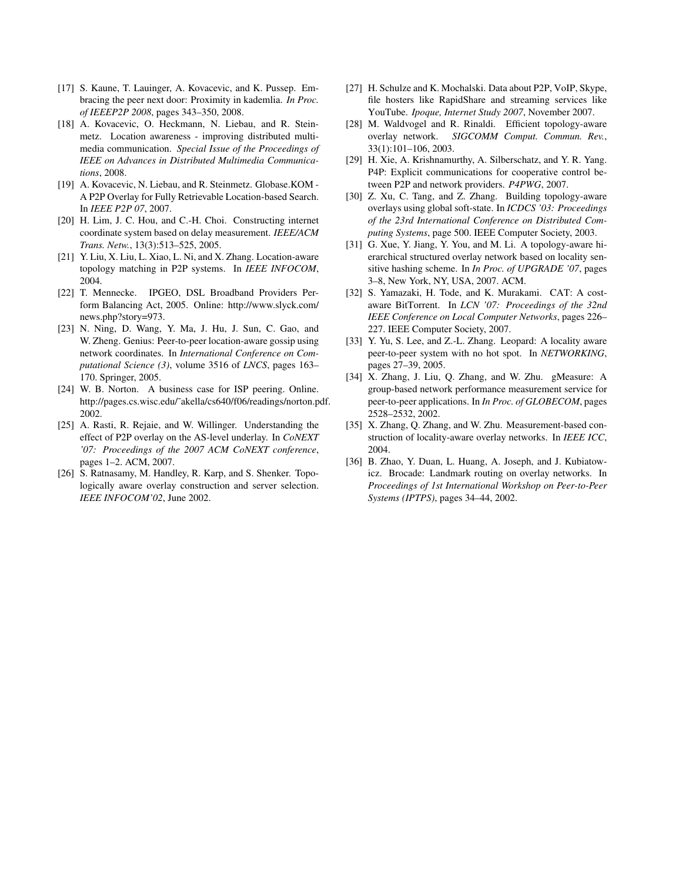[17] S. Kaune, T. Lauinger, A. Kovacevic, and K. Pussep. Embracing the peer next door: Proximity in kademlia. *In Proc. of IEEEP2P 2008*, pages 343–350, 2008.

[18] A. Kovacevic, O. Heckmann, N. Liebau, and R. Steinmetz. Location awareness - improving distributed multimedia communication. *Special Issue of the Proceedings of IEEE on Advances in Distributed Multimedia Communications*, 2008.

[19] A. Kovacevic, N. Liebau, and R. Steinmetz. Globase.KOM - A P2P Overlay for Fully Retrievable Location-based Search. In *IEEE P2P 07*, 2007.

[20] H. Lim, J. C. Hou, and C.-H. Choi. Constructing internet coordinate system based on delay measurement. *IEEE/ACM Trans. Netw.*, 13(3):513–525, 2005.

[21] Y. Liu, X. Liu, L. Xiao, L. Ni, and X. Zhang. Location-aware topology matching in P2P systems. In *IEEE INFOCOM*, 2004.

[22] T. Mennecke. IPGEO, DSL Broadband Providers Perform Balancing Act, 2005. Online: http://www.slyck.com/news.php?story=973.

[23] N. Ning, D. Wang, Y. Ma, J. Hu, J. Sun, C. Gao, and W. Zheng. Genius: Peer-to-peer location-aware gossip using network coordinates. In *International Conference on Computational Science (3)*, volume 3516 of *LNCS*, pages 163–170. Springer, 2005.

[24] W. B. Norton. A business case for ISP peering. Online. http://pages.cs.wisc.edu/~akella/cs640/f06/readings/norton.pdf. 2002.

[25] A. Rasti, R. Rejaie, and W. Willinger. Understanding the effect of P2P overlay on the AS-level underlay. In *CoNEXT '07: Proceedings of the 2007 ACM CoNEXT conference*, pages 1–2. ACM, 2007.

[26] S. Ratnasamy, M. Handley, R. Karp, and S. Shenker. Topologically aware overlay construction and server selection. *IEEE INFOCOM'02*, June 2002.

[27] H. Schulze and K. Mochalski. Data about P2P, VoIP, Skype, file hosters like RapidShare and streaming services like YouTube. *Ipoque, Internet Study 2007*, November 2007.

[28] M. Waldvogel and R. Rinaldi. Efficient topology-aware overlay network. *SIGCOMM Comput. Commun. Rev.*, 33(1):101–106, 2003.

[29] H. Xie, A. Krishnamurthy, A. Silberschatz, and Y. R. Yang. P4P: Explicit communications for cooperative control between P2P and network providers. *P4PWG*, 2007.

[30] Z. Xu, C. Tang, and Z. Zhang. Building topology-aware overlays using global soft-state. In *ICDCS '03: Proceedings of the 23rd International Conference on Distributed Computing Systems*, page 500. IEEE Computer Society, 2003.

[31] G. Xue, Y. Jiang, Y. You, and M. Li. A topology-aware hierarchical structured overlay network based on locality sensitive hashing scheme. In *In Proc. of UPGRADE '07*, pages 3–8, New York, NY, USA, 2007. ACM.

[32] S. Yamazaki, H. Tode, and K. Murakami. CAT: A cost-aware BitTorrent. In *LCN '07: Proceedings of the 32nd IEEE Conference on Local Computer Networks*, pages 226–227. IEEE Computer Society, 2007.

[33] Y. Yu, S. Lee, and Z.-L. Zhang. Leopard: A locality aware peer-to-peer system with no hot spot. In *NETWORKING*, pages 27–39, 2005.

[34] X. Zhang, J. Liu, Q. Zhang, and W. Zhu. gMeasure: A group-based network performance measurement service for peer-to-peer applications. In *In Proc. of GLOBECOM*, pages 2528–2532, 2002.

[35] X. Zhang, Q. Zhang, and W. Zhu. Measurement-based construction of locality-aware overlay networks. In *IEEE ICC*, 2004.

[36] B. Zhao, Y. Duan, L. Huang, A. Joseph, and J. Kubiatowicz. Brocade: Landmark routing on overlay networks. In *Proceedings of 1st International Workshop on Peer-to-Peer Systems (IPTPS)*, pages 34–44, 2002.